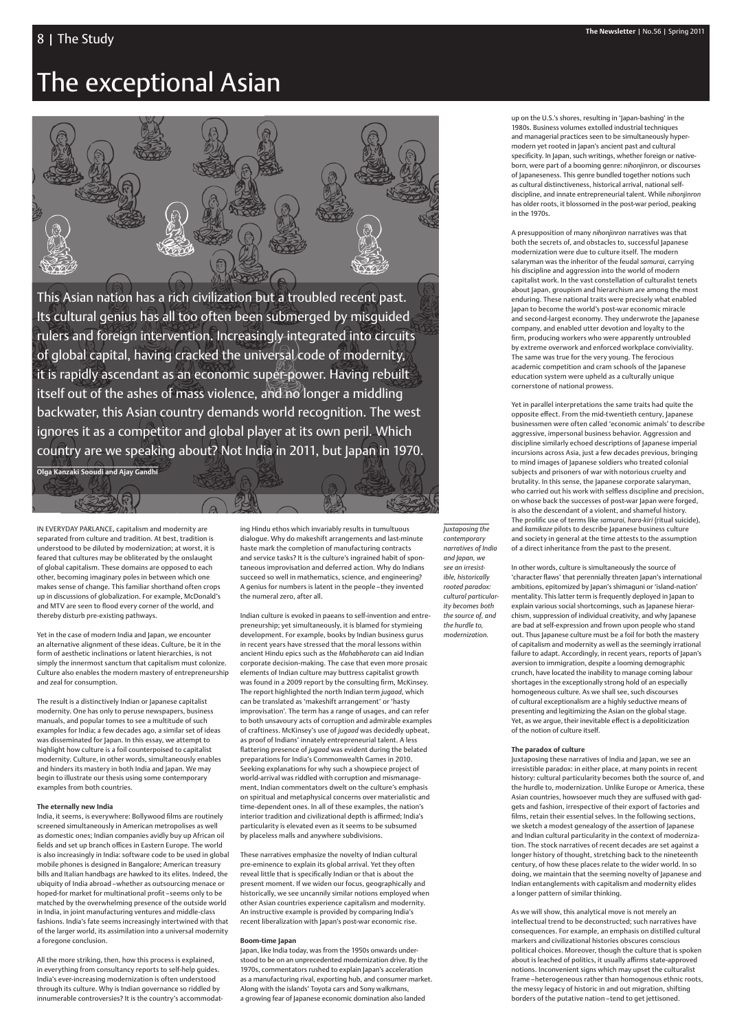# The exceptional Asian

This Asian nation has a rich civilization but a troubled recent past. Its cultural genius has all too often been submerged by misguided rulers and foreign intervention. Increasingly integrated into circuits of global capital, having cracked the universal code of modernity, it is rapidly ascendant as an economic super-power. Having rebuilt itself out of the ashes of mass violence, and no longer a middling backwater, this Asian country demands world recognition. The west ignores it as a competitor and global player at its own peril. Which country are we speaking about? Not India in 2011, but Japan in 1970.

**Olga Kanzaki Sooudi and Ajay Gandhi**

IN EVERYDAY PARLANCE, capitalism and modernity are separated from culture and tradition. At best, tradition is understood to be diluted by modernization; at worst, it is feared that cultures may be obliterated by the onslaught of global capitalism. These domains are opposed to each other, becoming imaginary poles in between which one makes sense of change. This familiar shorthand often crops up in discussions of globalization. For example, McDonald's and MTV are seen to flood every corner of the world, and thereby disturb pre-existing pathways.

Yet in the case of modern India and Japan, we encounter an alternative alignment of these ideas. Culture, be it in the form of aesthetic inclinations or latent hierarchies, is not simply the innermost sanctum that capitalism must colonize. Culture also enables the modern mastery of entrepreneurship and zeal for consumption.

The result is a distinctively Indian or Japanese capitalist modernity. One has only to peruse newspapers, business manuals, and popular tomes to see a multitude of such examples for India; a few decades ago, a similar set of ideas was disseminated for Japan. In this essay, we attempt to highlight how culture is a foil counterpoised to capitalist modernity. Culture, in other words, simultaneously enables and hinders its mastery in both India and Japan. We may begin to illustrate our thesis using some contemporary examples from both countries.

### The eternally new India

India, it seems, is everywhere: Bollywood films are routinely screened simultaneously in American metropolises as well as domestic ones; Indian companies avidly buy up African oil fields and set up branch offices in Eastern Europe. The world is also increasingly in India: software code to be used in global mobile phones is designed in Bangalore; American treasury bills and Italian handbags are hawked to its elites. Indeed, the ubiquity of India abroad – whether as outsourcing menace or hoped-for market for multinational profit – seems only to be matched by the overwhelming presence of the outside world in India, in joint manufacturing ventures and middle-class fashions. India's fate seems increasingly intertwined with that of the larger world, its assimilation into a universal modernity a foregone conclusion.

All the more striking, then, how this process is explained, in everything from consultancy reports to self-help guides. India's ever-increasing modernization is often understood through its culture. Why is Indian governance so riddled by innumerable controversies? It is the country's accommodating Hindu ethos which invariably results in tumultuous dialogue. Why do makeshift arrangements and last-minute haste mark the completion of manufacturing contracts and service tasks? It is the culture's ingrained habit of spontaneous improvisation and deferred action. Why do Indians succeed so well in mathematics, science, and engineering? A genius for numbers is latent in the people – they invented the numeral zero, after all.

Indian culture is evoked in paeans to self-invention and entrepreneurship; yet simultaneously, it is blamed for stymieing development. For example, books by Indian business gurus in recent years have stressed that the moral lessons within ancient Hindu epics such as the *Mahabharata* can aid Indian corporate decision-making. The case that even more prosaic elements of Indian culture may buttress capitalist growth was found in a 2009 report by the consulting firm, McKinsey. The report highlighted the north Indian term *jugaad*, which can be translated as 'makeshift arrangement' or 'hasty improvisation'. The term has a range of usages, and can refer to both unsavoury acts of corruption and admirable examples of craftiness. McKinsey's use of *jugaad* was decidedly upbeat, as proof of Indians' innately entrepreneurial talent. A less flattering presence of *jugaad* was evident during the belated preparations for India's Commonwealth Games in 2010. Seeking explanations for why such a showpiece project of world-arrival was riddled with corruption and mismanagement, Indian commentators dwelt on the culture's emphasis on spiritual and metaphysical concerns over materialistic and time-dependent ones. In all of these examples, the nation's interior tradition and civilizational depth is affirmed; India's particularity is elevated even as it seems to be subsumed by placeless malls and anywhere subdivisions.

These narratives emphasize the novelty of Indian cultural pre-eminence to explain its global arrival. Yet they often reveal little that is specifically Indian or that is about the present moment. If we widen our focus, geographically and historically, we see uncannily similar notions employed when other Asian countries experience capitalism and modernity. An instructive example is provided by comparing India's recent liberalization with Japan's post-war economic rise.

### Boom-time Japan

Japan, like India today, was from the 1950s onwards understood to be on an unprecedented modernization drive. By the 1970s, commentators rushed to explain Japan's acceleration as a manufacturing rival, exporting hub, and consumer market. Along with the islands' Toyota cars and Sony walkmans, a growing fear of Japanese economic domination also landed up on the U.S.'s shores, resulting in 'Japan-bashing' in the 1980s. Business volumes extolled industrial techniques and managerial practices seen to be simultaneously hyper-modern yet rooted in Japan's ancient past and cultural specificity. In Japan, such writings, whether foreign or native-born, were part of a booming genre: *nihonjinron*, or discourses of Japaneseness. This genre bundled together notions such as cultural distinctiveness, historical arrival, national self-discipline, and innate entrepreneurial talent. While *nihonjinron* has older roots, it blossomed in the post-war period, peaking in the 1970s.

*Juxtaposing the contemporary narratives of India and Japan, we see an irresistible, historically rooted paradox: cultural particularity becomes both the source of, and the hurdle to, modernization.*

A presupposition of many *nihonjinron* narratives was that both the secrets of, and obstacles to, successful Japanese modernization were due to culture itself. The modern salaryman was the inheritor of the feudal *samurai*, carrying his discipline and aggression into the world of modern capitalist work. In the vast constellation of culturalist tenets about Japan, groupism and hierarchism are among the most enduring. These national traits were precisely what enabled Japan to become the world's post-war economic miracle and second-largest economy. They underwrote the Japanese company, and enabled utter devotion and loyalty to the firm, producing workers who were apparently untroubled by extreme overwork and enforced workplace conviviality. The same was true for the very young. The ferocious academic competition and cram schools of the Japanese education system were upheld as a culturally unique cornerstone of national prowess.

Yet in parallel interpretations the same traits had quite the opposite effect. From the mid-twentieth century, Japanese businessmen were often called 'economic animals' to describe aggressive, impersonal business behavior. Aggression and discipline similarly echoed descriptions of Japanese imperial incursions across Asia, just a few decades previous, bringing to mind images of Japanese soldiers who treated colonial subjects and prisoners of war with notorious cruelty and brutality. In this sense, the Japanese corporate salaryman, who carried out his work with selfless discipline and precision, on whose back the successes of post-war Japan were forged, is also the descendant of a violent, and shameful history. The prolific use of terms like *samurai*, *hara-kiri* (ritual suicide), and *kamikaze* pilots to describe Japanese business culture and society in general at the time attests to the assumption of a direct inheritance from the past to the present.

In other words, culture is simultaneously the source of 'character flaws' that perennially threaten Japan's international ambitions, epitomized by Japan's shimaguni or 'island-nation' mentality. This latter term is frequently deployed in Japan to explain various social shortcomings, such as Japanese hierarchism, suppression of individual creativity, and why Japanese are bad at self-expression and frown upon people who stand out. Thus Japanese culture must be a foil for both the mastery of capitalism and modernity as well as the seemingly irrational failure to adapt. Accordingly, in recent years, reports of Japan's aversion to immigration, despite a looming demographic crunch, have located the inability to manage coming labour shortages in the exceptionally strong hold of an especially homogeneous culture. As we shall see, such discourses of cultural exceptionalism are a highly seductive means of presenting and legitimizing the Asian on the global stage. Yet, as we argue, their inevitable effect is a depoliticization of the notion of culture itself.

### The paradox of culture

Juxtaposing these narratives of India and Japan, we see an irresistible paradox: in either place, at many points in recent history: cultural particularity becomes both the source of, and the hurdle to, modernization. Unlike Europe or America, these Asian countries, howsoever much they are suffused with gadgets and fashion, irrespective of their export of factories and films, retain their essential selves. In the following sections, we sketch a modest genealogy of the assertion of Japanese and Indian cultural particularity in the context of modernization. The stock narratives of recent decades are set against a longer history of thought, stretching back to the nineteenth century, of how these places relate to the wider world. In so doing, we maintain that the seeming novelty of Japanese and Indian entanglements with capitalism and modernity elides a longer pattern of similar thinking.

As we will show, this analytical move is not merely an intellectual trend to be deconstructed; such narratives have consequences. For example, an emphasis on distilled cultural markers and civilizational histories obscures conscious political choices. Moreover, though the culture that is spoken about is leached of politics, it usually affirms state-approved notions. Inconvenient signs which may upset the culturalist frame – heterogeneous rather than homogenous ethnic roots, the messy legacy of historic in and out migration, shifting borders of the putative nation – tend to get jettisoned.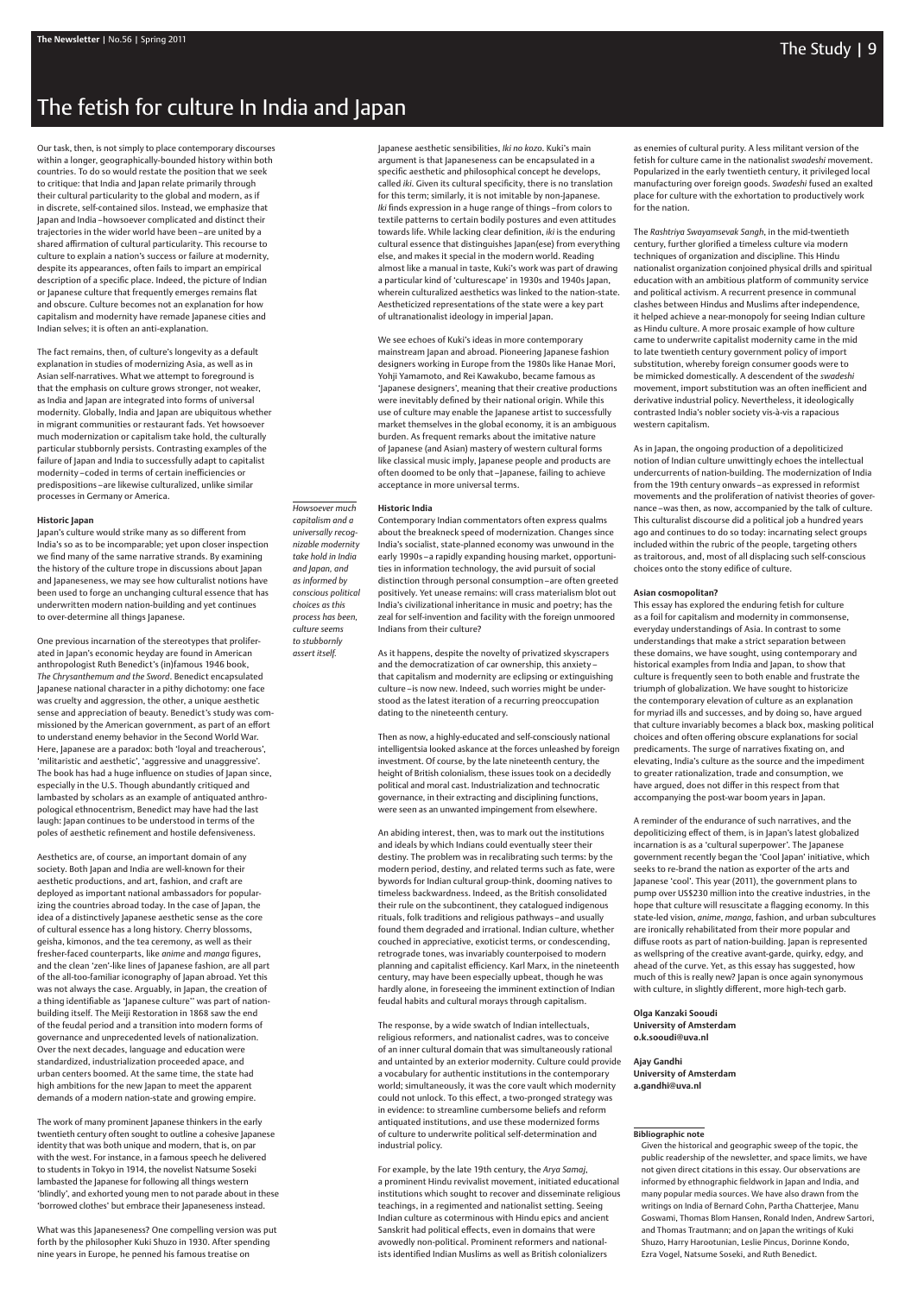# The fetish for culture In India and Japan

Our task, then, is not simply to place contemporary discourses within a longer, geographically-bounded history within both countries. To do so would restate the position that we seek to critique: that India and Japan relate primarily through their cultural particularity to the global and modern, as if in discrete, self-contained silos. Instead, we emphasize that Japan and India – howsoever complicated and distinct their trajectories in the wider world have been – are united by a shared affirmation of cultural particularity. This recourse to culture to explain a nation's success or failure at modernity, despite its appearances, often fails to impart an empirical description of a specific place. Indeed, the picture of Indian or Japanese culture that frequently emerges remains flat and obscure. Culture becomes not an explanation for how capitalism and modernity have remade Japanese cities and Indian selves; it is often an anti-explanation.

The fact remains, then, of culture's longevity as a default explanation in studies of modernizing Asia, as well as in Asian self-narratives. What we attempt to foreground is that the emphasis on culture grows stronger, not weaker, as India and Japan are integrated into forms of universal modernity. Globally, India and Japan are ubiquitous whether in migrant communities or restaurant fads. Yet howsoever much modernization or capitalism take hold, the culturally particular stubbornly persists. Contrasting examples of the failure of Japan and India to successfully adapt to capitalist modernity – coded in terms of certain inefficiencies or predispositions – are likewise culturalized, unlike similar processes in Germany or America.

### Historic Japan

Japan's culture would strike many as so different from India's as to be incomparable; yet upon closer inspection we find many of the same narrative strands. By examining the history of the culture trope in discussions about Japan and Japaneseness, we may see how culturalist notions have been used to forge an unchanging cultural essence that has underwritten modern nation-building and yet continues to over-determine all things Japanese.

One previous incarnation of the stereotypes that proliferated in Japan's economic heyday are found in American anthropologist Ruth Benedict's (in)famous 1946 book, *The Chrysanthemum and the Sword*. Benedict encapsulated Japanese national character in a pithy dichotomy: one face was cruelty and aggression, the other, a unique aesthetic sense and appreciation of beauty. Benedict's study was commissioned by the American government, as part of an effort to understand enemy behavior in the Second World War. Here, Japanese are a paradox: both 'loyal and treacherous', 'militaristic and aesthetic', 'aggressive and unaggressive'. The book has had a huge influence on studies of Japan since, especially in the U.S. Though abundantly critiqued and lambasted by scholars as an example of antiquated anthropological ethnocentrism, Benedict may have had the last laugh: Japan continues to be understood in terms of the poles of aesthetic refinement and hostile defensiveness.

Aesthetics are, of course, an important domain of any society. Both Japan and India are well-known for their aesthetic productions, and art, fashion, and craft are deployed as important national ambassadors for popularizing the countries abroad today. In the case of Japan, the idea of a distinctively Japanese aesthetic sense as the core of cultural essence has a long history. Cherry blossoms, geisha, kimonos, and the tea ceremony, as well as their fresher-faced counterparts, like *anime* and *manga* figures, and the clean 'zen'-like lines of Japanese fashion, are all part of the all-too-familiar iconography of Japan abroad. Yet this was not always the case. Arguably, in Japan, the creation of a thing identifiable as 'Japanese culture" was part of nation-building itself. The Meiji Restoration in 1868 saw the end of the feudal period and a transition into modern forms of governance and unprecedented levels of nationalization. Over the next decades, language and education were standardized, industrialization proceeded apace, and urban centers boomed. At the same time, the state had high ambitions for the new Japan to meet the apparent demands of a modern nation-state and growing empire.

The work of many prominent Japanese thinkers in the early twentieth century often sought to outline a cohesive Japanese identity that was both unique and modern, that is, on par with the west. For instance, in a famous speech he delivered to students in Tokyo in 1914, the novelist Natsume Soseki lambasted the Japanese for following all things western 'blindly', and exhorted young men to not parade about in these 'borrowed clothes' but embrace their Japaneseness instead.

What was this Japaneseness? One compelling version was put forth by the philosopher Kuki Shuzo in 1930. After spending nine years in Europe, he penned his famous treatise on Japanese aesthetic sensibilities, *Iki no kozo*. Kuki's main argument is that Japaneseness can be encapsulated in a specific aesthetic and philosophical concept he develops, called *iki*. Given its cultural specificity, there is no translation for this term; similarly, it is not imitable by non-Japanese. *Iki* finds expression in a huge range of things – from colors to textile patterns to certain bodily postures and even attitudes towards life. While lacking clear definition, *iki* is the enduring cultural essence that distinguishes Japan(ese) from everything else, and makes it special in the modern world. Reading almost like a manual in taste, Kuki's work was part of drawing a particular kind of 'culturescape' in 1930s and 1940s Japan, wherein culturalized aesthetics was linked to the nation-state. Aestheticized representations of the state were a key part of ultranationalist ideology in imperial Japan.

*Howsoever much capitalism and a universally recognizable modernity take hold in India and Japan, and as informed by conscious political choices as this process has been, culture seems to stubbornly assert itself.*

We see echoes of Kuki's ideas in more contemporary mainstream Japan and abroad. Pioneering Japanese fashion designers working in Europe from the 1980s like Hanae Mori, Yohji Yamamoto, and Rei Kawakubo, became famous as 'Japanese designers', meaning that their creative productions were inevitably defined by their national origin. While this use of culture may enable the Japanese artist to successfully market themselves in the global economy, it is an ambiguous burden. As frequent remarks about the imitative nature of Japanese (and Asian) mastery of western cultural forms like classical music imply, Japanese people and products are often doomed to be only that – Japanese, failing to achieve acceptance in more universal terms.

### Historic India

Contemporary Indian commentators often express qualms about the breakneck speed of modernization. Changes since India's socialist, state-planned economy was unwound in the early 1990s – a rapidly expanding housing market, opportunities in information technology, the avid pursuit of social distinction through personal consumption – are often greeted positively. Yet unease remains: will crass materialism blot out India's civilizational inheritance in music and poetry; has the zeal for self-invention and facility with the foreign unmoored Indians from their culture?

As it happens, despite the novelty of privatized skyscrapers and the democratization of car ownership, this anxiety – that capitalism and modernity are eclipsing or extinguishing culture – is now new. Indeed, such worries might be understood as the latest iteration of a recurring preoccupation dating to the nineteenth century.

Then as now, a highly-educated and self-consciously national intelligentsia looked askance at the forces unleashed by foreign investment. Of course, by the late nineteenth century, the height of British colonialism, these issues took on a decidedly political and moral cast. Industrialization and technocratic governance, in their extracting and disciplining functions, were seen as an unwanted impingement from elsewhere.

An abiding interest, then, was to mark out the institutions and ideals by which Indians could eventually steer their destiny. The problem was in recalibrating such terms: by the modern period, destiny, and related terms such as fate, were bywords for Indian cultural group-think, dooming natives to timeless backwardness. Indeed, as the British consolidated their rule on the subcontinent, they catalogued indigenous rituals, folk traditions and religious pathways – and usually found them degraded and irrational. Indian culture, whether couched in appreciative, exoticist terms, or condescending, retrograde tones, was invariably counterpoised to modern planning and capitalist efficiency. Karl Marx, in the nineteenth century, may have been especially upbeat, though he was hardly alone, in foreseeing the imminent extinction of Indian feudal habits and cultural moravs through capitalism.

The response, by a wide swatch of Indian intellectuals, religious reformers, and nationalist cadres, was to conceive of an inner cultural domain that was simultaneously rational and untainted by an exterior modernity. Culture could provide a vocabulary for authentic institutions in the contemporary world; simultaneously, it was the core vault which modernity could not unlock. To this effect, a two-pronged strategy was in evidence: to streamline cumbersome beliefs and reform antiquated institutions, and use these modernized forms of culture to underwrite political self-determination and industrial policy.

For example, by the late 19th century, the *Arya Samaj*, a prominent Hindu revivalist movement, initiated educational institutions which sought to recover and disseminate religious teachings, in a regimented and nationalist setting. Seeing Indian culture as coterminous with Hindu epics and ancient Sanskrit had political effects, even in domains that were avowedly non-political. Prominent reformers and nationalists identified Indian Muslims as well as British colonializers as enemies of cultural purity. A less militant version of the fetish for culture came in the nationalist *swadeshi* movement. Popularized in the early twentieth century, it privileged local manufacturing over foreign goods. *Swadeshi* fused an exalted place for culture with the exhortation to productively work for the nation.

The *Rashtriya Swayamsevak Sangh*, in the mid-twentieth century, further glorified a timeless culture via modern techniques of organization and discipline. This Hindu nationalist organization conjoined physical drills and spiritual education with an ambitious platform of community service and political activism. A recurrent presence in communal clashes between Hindus and Muslims after independence, it helped achieve a near-monopoly for seeing Indian culture as Hindu culture. A more prosaic example of how culture came to underwrite capitalist modernity came in the mid to late twentieth century government policy of import substitution, whereby foreign consumer goods were to be mimicked domestically. A descendent of the *swadeshi* movement, import substitution was an often inefficient and derivative industrial policy. Nevertheless, it ideologically contrasted India's nobler society vis-à-vis a rapacious western capitalism.

As in Japan, the ongoing production of a depoliticized notion of Indian culture unwittingly echoes the intellectual undercurrents of nation-building. The modernization of India from the 19th century onwards – as expressed in reformist movements and the proliferation of nativist theories of governance – was then, as now, accompanied by the talk of culture. This culturalist discourse did a political job a hundred years ago and continues to do so today: incarnating select groups included within the rubric of the people, targeting others as traitorous, and, most of all displacing such self-conscious choices onto the stony edifice of culture.

### Asian cosmopolitan?

This essay has explored the enduring fetish for culture as a foil for capitalism and modernity in commonsense, everyday understandings of Asia. In contrast to some understandings that make a strict separation between these domains, we have sought, using contemporary and historical examples from India and Japan, to show that culture is frequently seen to both enable and frustrate the triumph of globalization. We have sought to historicize the contemporary elevation of culture as an explanation for myriad ills and successes, and by doing so, have argued that culture invariably becomes a black box, masking political choices and often offering obscure explanations for social predicaments. The surge of narratives fixating on, and elevating, India's culture as the source and the impediment to greater rationalization, trade and consumption, we have argued, does not differ in this respect from that accompanying the post-war boom years in Japan.

A reminder of the endurance of such narratives, and the depoliticizing effect of them, is in Japan's latest globalized incarnation is as a 'cultural superpower'. The Japanese government recently began the 'Cool Japan' initiative, which seeks to re-brand the nation as exporter of the arts and Japanese 'cool'. This year (2011), the government plans to pump over US$230 million into the creative industries, in the hope that culture will resuscitate a flagging economy. In this state-led vision, *anime*, *manga*, fashion, and urban subcultures are ironically rehabilitated from their more popular and diffuse roots as part of nation-building. Japan is represented as wellspring of the creative avant-garde, quirky, edgy, and ahead of the curve. Yet, as this essay has suggested, how much of this is really new? Japan is once again synonymous with culture, in slightly different, more high-tech garb.

**Olga Kanzaki Sooudi**
**University of Amsterdam**
**o.k.sooudi@uva.nl**

**Ajay Gandhi**
**University of Amsterdam**
**a.gandhi@uva.nl**

**Bibliographic note**

Given the historical and geographic sweep of the topic, the public readership of the newsletter, and space limits, we have not given direct citations in this essay. Our observations are informed by ethnographic fieldwork in Japan and India, and many popular media sources. We have also drawn from the writings on India of Bernard Cohn, Partha Chatterjee, Manu Goswami, Thomas Blom Hansen, Ronald Inden, Andrew Sartori, and Thomas Trautmann; and on Japan the writings of Kuki Shuzo, Harry Harootunian, Leslie Pincus, Dorinne Kondo, Ezra Vogel, Natsume Soseki, and Ruth Benedict.